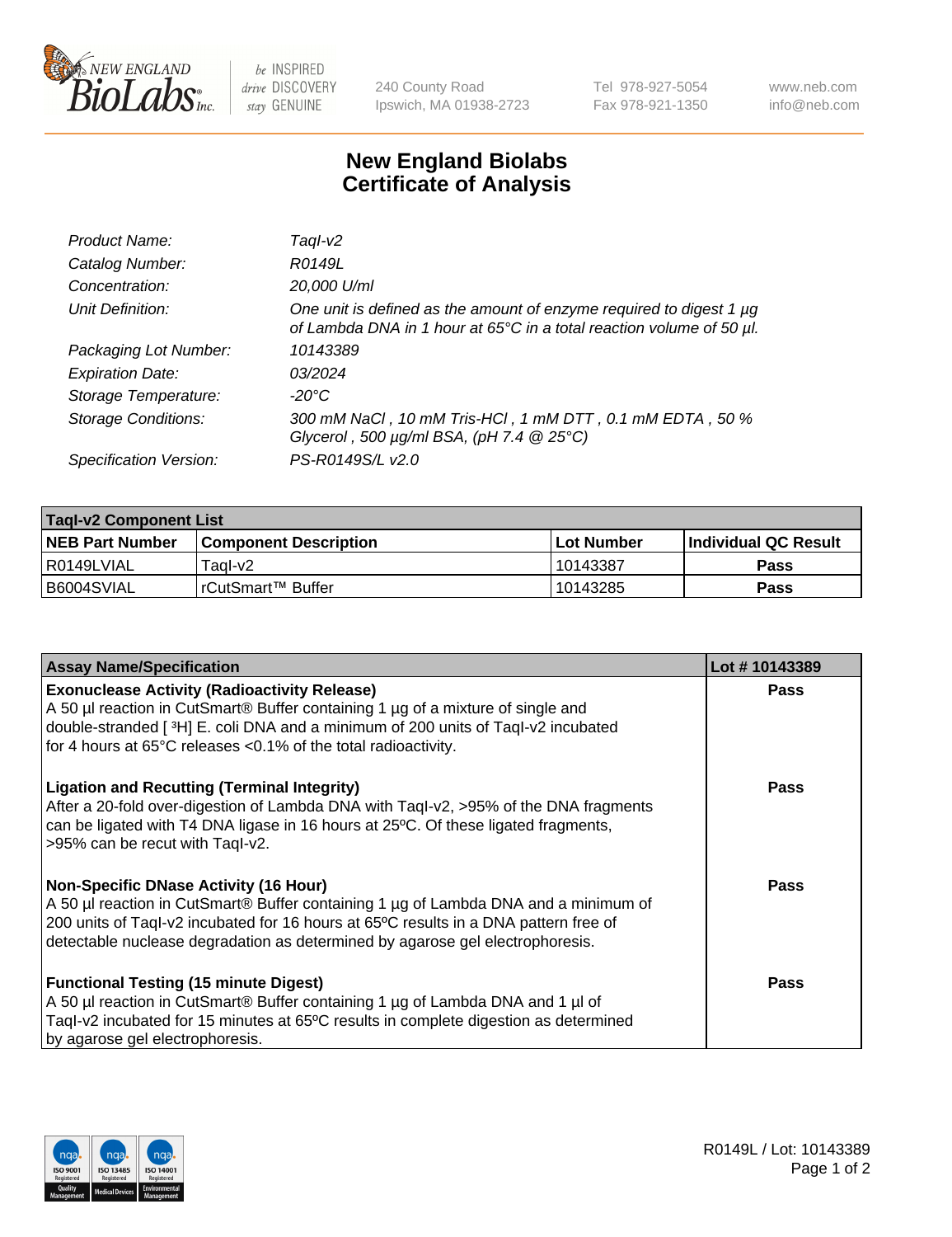New England BioLabs Inc. — be INSPIRED drive DISCOVERY stay GENUINE

240 County Road
Ipswich, MA 01938-2723

Tel 978-927-5054
Fax 978-921-1350

www.neb.com
info@neb.com

# New England Biolabs Certificate of Analysis

| | |
|---|---|
| *Product Name:* | *TaqI-v2* |
| *Catalog Number:* | *R0149L* |
| *Concentration:* | *20,000 U/ml* |
| *Unit Definition:* | *One unit is defined as the amount of enzyme required to digest 1 µg of Lambda DNA in 1 hour at 65°C in a total reaction volume of 50 µl.* |
| *Packaging Lot Number:* | *10143389* |
| *Expiration Date:* | *03/2024* |
| *Storage Temperature:* | *-20°C* |
| *Storage Conditions:* | *300 mM NaCl , 10 mM Tris-HCl , 1 mM DTT , 0.1 mM EDTA , 50 % Glycerol , 500 µg/ml BSA, (pH 7.4 @ 25°C)* |
| *Specification Version:* | *PS-R0149S/L v2.0* |

| **TaqI-v2 Component List** | | | |
|---|---|---|---|
| **NEB Part Number** | **Component Description** | **Lot Number** | **Individual QC Result** |
| R0149LVIAL | TaqI-v2 | 10143387 | **Pass** |
| B6004SVIAL | rCutSmart™ Buffer | 10143285 | **Pass** |

| **Assay Name/Specification** | **Lot # 10143389** |
|---|---|
| **Exonuclease Activity (Radioactivity Release)** A 50 µl reaction in CutSmart® Buffer containing 1 µg of a mixture of single and double-stranded [ $^3$H] E. coli DNA and a minimum of 200 units of TaqI-v2 incubated for 4 hours at 65°C releases <0.1% of the total radioactivity. | **Pass** |
| **Ligation and Recutting (Terminal Integrity)** After a 20-fold over-digestion of Lambda DNA with TaqI-v2, >95% of the DNA fragments can be ligated with T4 DNA ligase in 16 hours at 25ºC. Of these ligated fragments, >95% can be recut with TaqI-v2. | **Pass** |
| **Non-Specific DNase Activity (16 Hour)** A 50 µl reaction in CutSmart® Buffer containing 1 µg of Lambda DNA and a minimum of 200 units of TaqI-v2 incubated for 16 hours at 65ºC results in a DNA pattern free of detectable nuclease degradation as determined by agarose gel electrophoresis. | **Pass** |
| **Functional Testing (15 minute Digest)** A 50 µl reaction in CutSmart® Buffer containing 1 µg of Lambda DNA and 1 µl of TaqI-v2 incubated for 15 minutes at 65ºC results in complete digestion as determined by agarose gel electrophoresis. | **Pass** |

R0149L / Lot: 10143389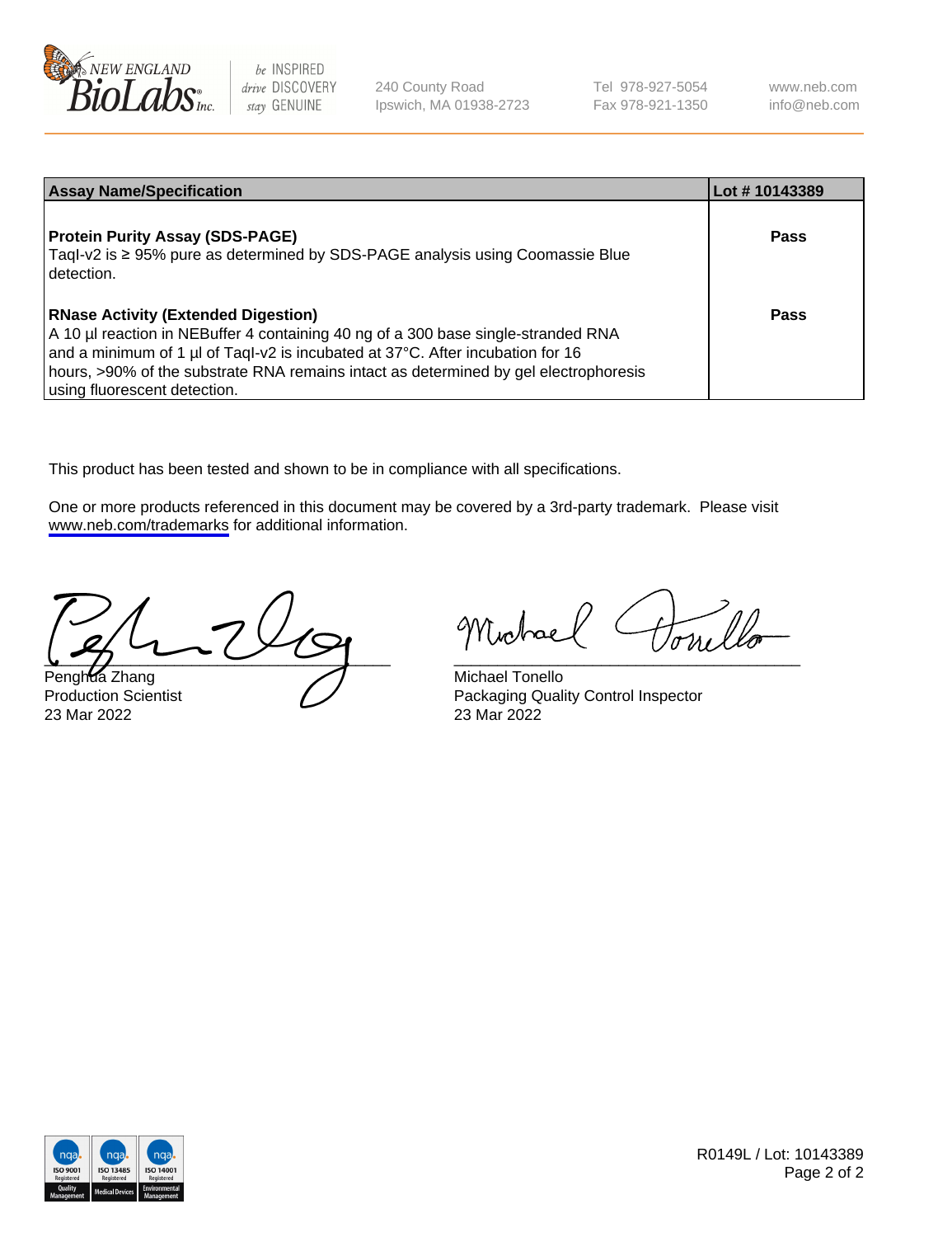240 County Road
Ipswich, MA 01938-2723

Tel 978-927-5054
Fax 978-921-1350

www.neb.com
info@neb.com

| Assay Name/Specification | Lot # 10143389 |
|---|---|
| **Protein Purity Assay (SDS-PAGE)**<br>TaqI-v2 is ≥ 95% pure as determined by SDS-PAGE analysis using Coomassie Blue detection. | **Pass** |
| **RNase Activity (Extended Digestion)**<br>A 10 µl reaction in NEBuffer 4 containing 40 ng of a 300 base single-stranded RNA and a minimum of 1 µl of TaqI-v2 is incubated at 37°C. After incubation for 16 hours, >90% of the substrate RNA remains intact as determined by gel electrophoresis using fluorescent detection. | **Pass** |

This product has been tested and shown to be in compliance with all specifications.

One or more products referenced in this document may be covered by a 3rd-party trademark. Please visit www.neb.com/trademarks for additional information.

Penghua Zhang
Production Scientist
23 Mar 2022

Michael Tonello
Packaging Quality Control Inspector
23 Mar 2022

R0149L / Lot: 10143389